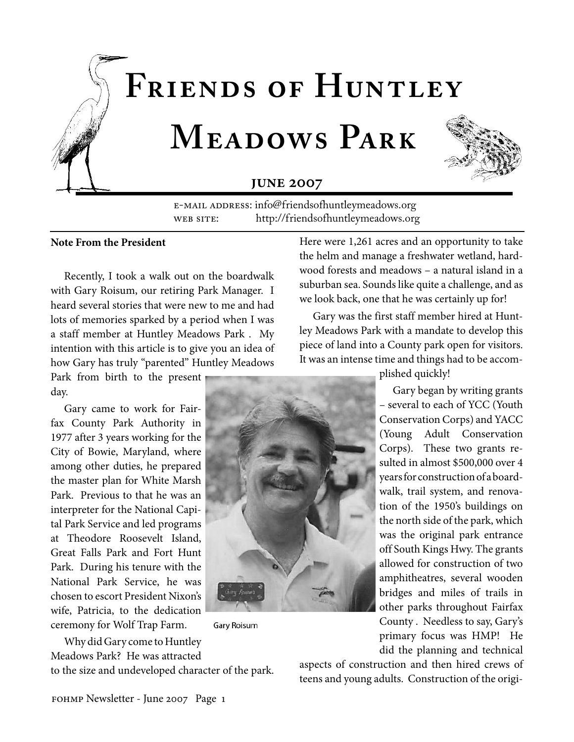# Friends of Huntley Meadows Park

**June 2007**

e-mail address: info@friendsofhuntleymeadows.org
web site: http://friendsofhuntleymeadows.org

## Note From the President

Recently, I took a walk out on the boardwalk with Gary Roisum, our retiring Park Manager. I heard several stories that were new to me and had lots of memories sparked by a period when I was a staff member at Huntley Meadows Park . My intention with this article is to give you an idea of how Gary has truly "parented" Huntley Meadows Park from birth to the present day.

Gary came to work for Fairfax County Park Authority in 1977 after 3 years working for the City of Bowie, Maryland, where among other duties, he prepared the master plan for White Marsh Park. Previous to that he was an interpreter for the National Capital Park Service and led programs at Theodore Roosevelt Island, Great Falls Park and Fort Hunt Park. During his tenure with the National Park Service, he was chosen to escort President Nixon's wife, Patricia, to the dedication ceremony for Wolf Trap Farm.

Gary Roisum

Why did Gary come to Huntley Meadows Park? He was attracted to the size and undeveloped character of the park. Here were 1,261 acres and an opportunity to take the helm and manage a freshwater wetland, hardwood forests and meadows – a natural island in a suburban sea. Sounds like quite a challenge, and as we look back, one that he was certainly up for!

Gary was the first staff member hired at Huntley Meadows Park with a mandate to develop this piece of land into a County park open for visitors. It was an intense time and things had to be accomplished quickly!

Gary began by writing grants – several to each of YCC (Youth Conservation Corps) and YACC (Young Adult Conservation Corps). These two grants resulted in almost $500,000 over 4 years for construction of a boardwalk, trail system, and renovation of the 1950's buildings on the north side of the park, which was the original park entrance off South Kings Hwy. The grants allowed for construction of two amphitheatres, several wooden bridges and miles of trails in other parks throughout Fairfax County . Needless to say, Gary's primary focus was HMP! He did the planning and technical aspects of construction and then hired crews of teens and young adults. Construction of the origi-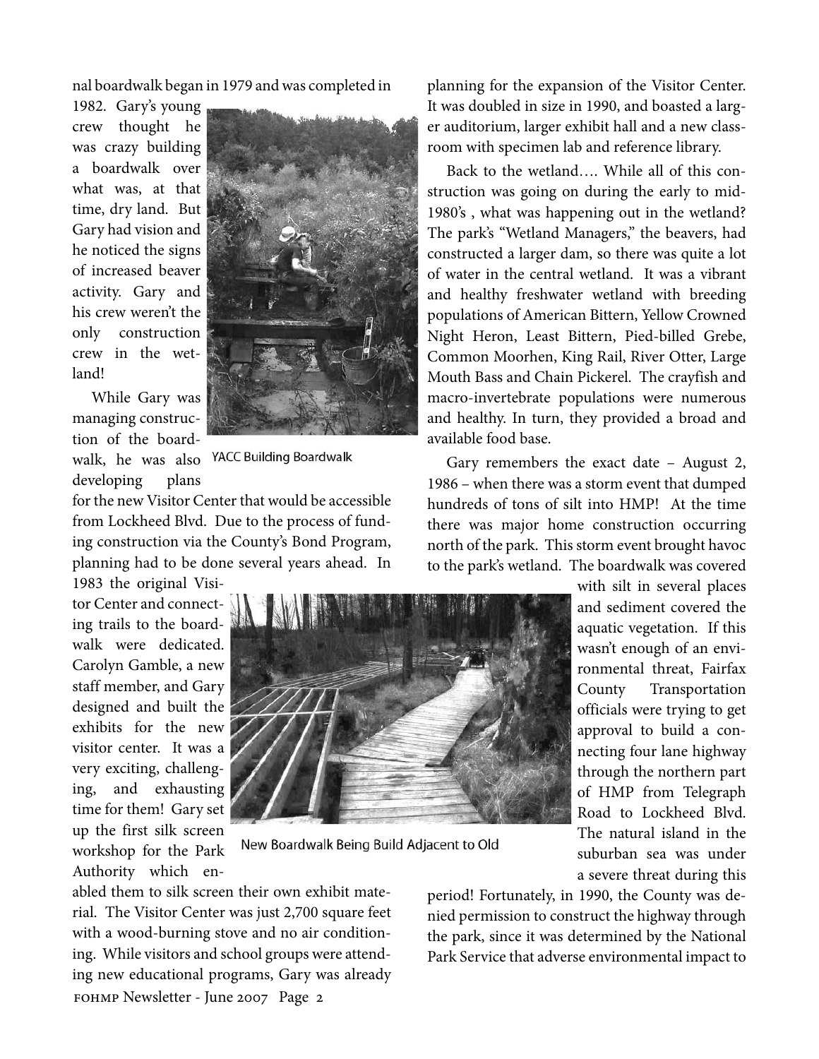nal boardwalk began in 1979 and was completed in 1982. Gary's young crew thought he was crazy building a boardwalk over what was, at that time, dry land. But Gary had vision and he noticed the signs of increased beaver activity. Gary and his crew weren't the only construction crew in the wetland!

YACC Building Boardwalk

While Gary was managing construction of the boardwalk, he was also developing plans for the new Visitor Center that would be accessible from Lockheed Blvd. Due to the process of funding construction via the County's Bond Program, planning had to be done several years ahead. In 1983 the original Visitor Center and connecting trails to the boardwalk were dedicated. Carolyn Gamble, a new staff member, and Gary designed and built the exhibits for the new visitor center. It was a very exciting, challenging, and exhausting time for them! Gary set up the first silk screen workshop for the Park Authority which enabled them to silk screen their own exhibit material. The Visitor Center was just 2,700 square feet with a wood-burning stove and no air conditioning. While visitors and school groups were attending new educational programs, Gary was already planning for the expansion of the Visitor Center. It was doubled in size in 1990, and boasted a larger auditorium, larger exhibit hall and a new classroom with specimen lab and reference library.

New Boardwalk Being Build Adjacent to Old

Back to the wetland…. While all of this construction was going on during the early to mid-1980's , what was happening out in the wetland? The park's "Wetland Managers," the beavers, had constructed a larger dam, so there was quite a lot of water in the central wetland. It was a vibrant and healthy freshwater wetland with breeding populations of American Bittern, Yellow Crowned Night Heron, Least Bittern, Pied-billed Grebe, Common Moorhen, King Rail, River Otter, Large Mouth Bass and Chain Pickerel. The crayfish and macro-invertebrate populations were numerous and healthy. In turn, they provided a broad and available food base.

Gary remembers the exact date – August 2, 1986 – when there was a storm event that dumped hundreds of tons of silt into HMP! At the time there was major home construction occurring north of the park. This storm event brought havoc to the park's wetland. The boardwalk was covered with silt in several places and sediment covered the aquatic vegetation. If this wasn't enough of an environmental threat, Fairfax County Transportation officials were trying to get approval to build a connecting four lane highway through the northern part of HMP from Telegraph Road to Lockheed Blvd. The natural island in the suburban sea was under a severe threat during this period! Fortunately, in 1990, the County was denied permission to construct the highway through the park, since it was determined by the National Park Service that adverse environmental impact to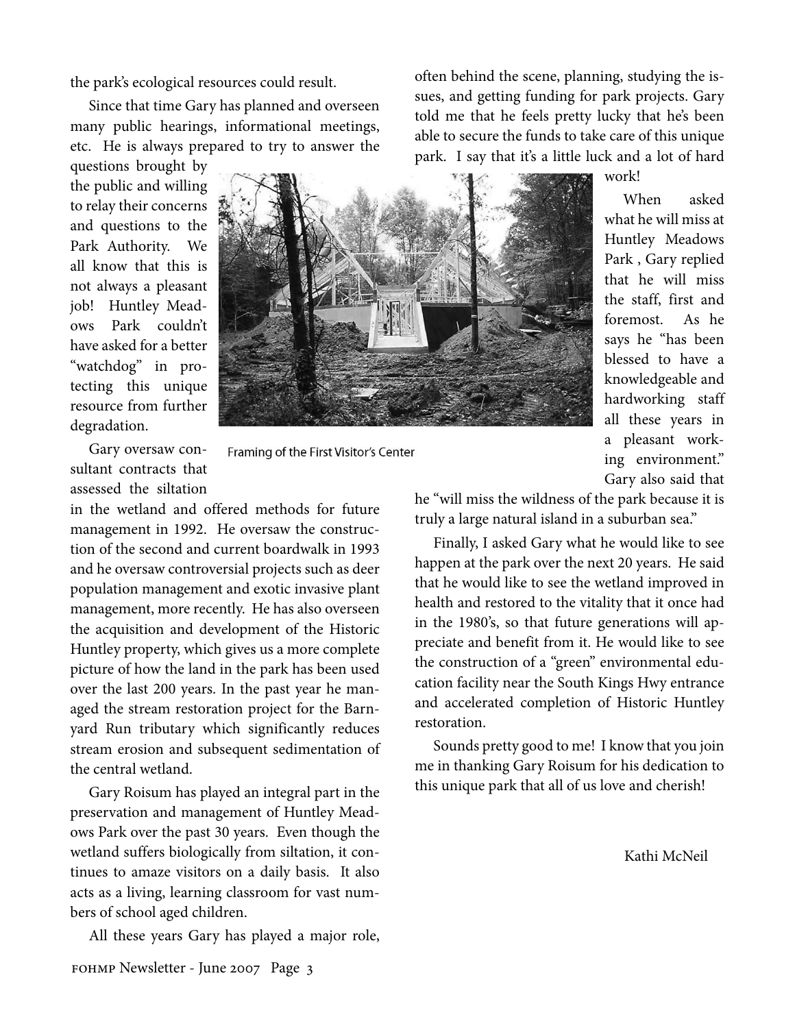the park's ecological resources could result.

Since that time Gary has planned and overseen many public hearings, informational meetings, etc. He is always prepared to try to answer the questions brought by the public and willing to relay their concerns and questions to the Park Authority. We all know that this is not always a pleasant job! Huntley Meadows Park couldn't have asked for a better "watchdog" in protecting this unique resource from further degradation.

Framing of the First Visitor's Center

Gary oversaw consultant contracts that assessed the siltation in the wetland and offered methods for future management in 1992. He oversaw the construction of the second and current boardwalk in 1993 and he oversaw controversial projects such as deer population management and exotic invasive plant management, more recently. He has also overseen the acquisition and development of the Historic Huntley property, which gives us a more complete picture of how the land in the park has been used over the last 200 years. In the past year he managed the stream restoration project for the Barnyard Run tributary which significantly reduces stream erosion and subsequent sedimentation of the central wetland.

Gary Roisum has played an integral part in the preservation and management of Huntley Meadows Park over the past 30 years. Even though the wetland suffers biologically from siltation, it continues to amaze visitors on a daily basis. It also acts as a living, learning classroom for vast numbers of school aged children.

All these years Gary has played a major role, often behind the scene, planning, studying the issues, and getting funding for park projects. Gary told me that he feels pretty lucky that he's been able to secure the funds to take care of this unique park. I say that it's a little luck and a lot of hard work!

When asked what he will miss at Huntley Meadows Park , Gary replied that he will miss the staff, first and foremost. As he says he "has been blessed to have a knowledgeable and hardworking staff all these years in a pleasant working environment." Gary also said that he "will miss the wildness of the park because it is truly a large natural island in a suburban sea."

Finally, I asked Gary what he would like to see happen at the park over the next 20 years. He said that he would like to see the wetland improved in health and restored to the vitality that it once had in the 1980's, so that future generations will appreciate and benefit from it. He would like to see the construction of a "green" environmental education facility near the South Kings Hwy entrance and accelerated completion of Historic Huntley restoration.

Sounds pretty good to me! I know that you join me in thanking Gary Roisum for his dedication to this unique park that all of us love and cherish!

Kathi McNeil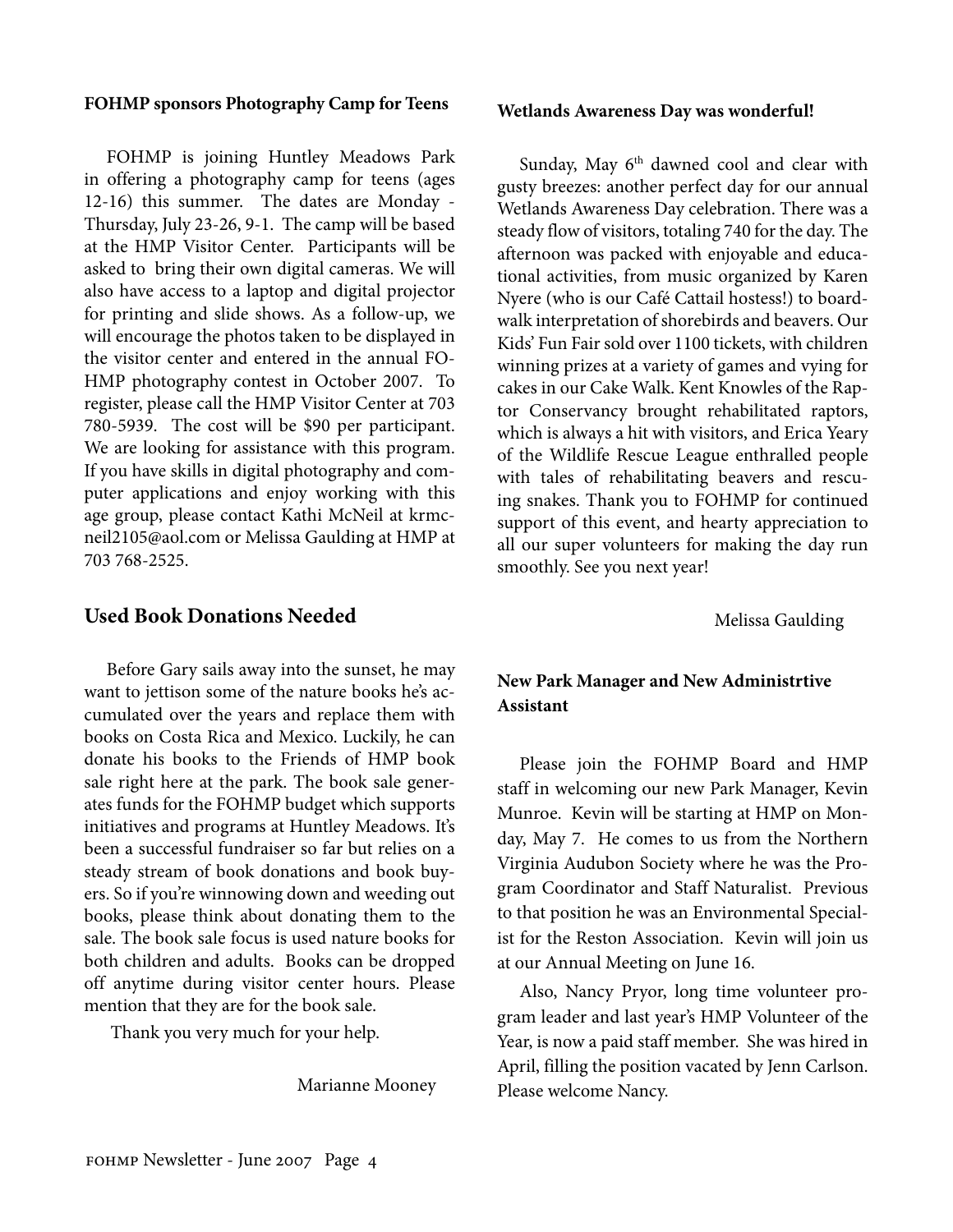### FOHMP sponsors Photography Camp for Teens

FOHMP is joining Huntley Meadows Park in offering a photography camp for teens (ages 12-16) this summer. The dates are Monday - Thursday, July 23-26, 9-1. The camp will be based at the HMP Visitor Center. Participants will be asked to bring their own digital cameras. We will also have access to a laptop and digital projector for printing and slide shows. As a follow-up, we will encourage the photos taken to be displayed in the visitor center and entered in the annual FOHMP photography contest in October 2007. To register, please call the HMP Visitor Center at 703 780-5939. The cost will be $90 per participant. We are looking for assistance with this program. If you have skills in digital photography and computer applications and enjoy working with this age group, please contact Kathi McNeil at krmcneil2105@aol.com or Melissa Gaulding at HMP at 703 768-2525.

## Used Book Donations Needed

Before Gary sails away into the sunset, he may want to jettison some of the nature books he's accumulated over the years and replace them with books on Costa Rica and Mexico. Luckily, he can donate his books to the Friends of HMP book sale right here at the park. The book sale generates funds for the FOHMP budget which supports initiatives and programs at Huntley Meadows. It's been a successful fundraiser so far but relies on a steady stream of book donations and book buyers. So if you're winnowing down and weeding out books, please think about donating them to the sale. The book sale focus is used nature books for both children and adults. Books can be dropped off anytime during visitor center hours. Please mention that they are for the book sale.

Thank you very much for your help.

Marianne Mooney

### Wetlands Awareness Day was wonderful!

Sunday, May 6th dawned cool and clear with gusty breezes: another perfect day for our annual Wetlands Awareness Day celebration. There was a steady flow of visitors, totaling 740 for the day. The afternoon was packed with enjoyable and educational activities, from music organized by Karen Nyere (who is our Café Cattail hostess!) to boardwalk interpretation of shorebirds and beavers. Our Kids' Fun Fair sold over 1100 tickets, with children winning prizes at a variety of games and vying for cakes in our Cake Walk. Kent Knowles of the Raptor Conservancy brought rehabilitated raptors, which is always a hit with visitors, and Erica Yeary of the Wildlife Rescue League enthralled people with tales of rehabilitating beavers and rescuing snakes. Thank you to FOHMP for continued support of this event, and hearty appreciation to all our super volunteers for making the day run smoothly. See you next year!

Melissa Gaulding

### New Park Manager and New Administrtive Assistant

Please join the FOHMP Board and HMP staff in welcoming our new Park Manager, Kevin Munroe. Kevin will be starting at HMP on Monday, May 7. He comes to us from the Northern Virginia Audubon Society where he was the Program Coordinator and Staff Naturalist. Previous to that position he was an Environmental Specialist for the Reston Association. Kevin will join us at our Annual Meeting on June 16.

Also, Nancy Pryor, long time volunteer program leader and last year's HMP Volunteer of the Year, is now a paid staff member. She was hired in April, filling the position vacated by Jenn Carlson. Please welcome Nancy.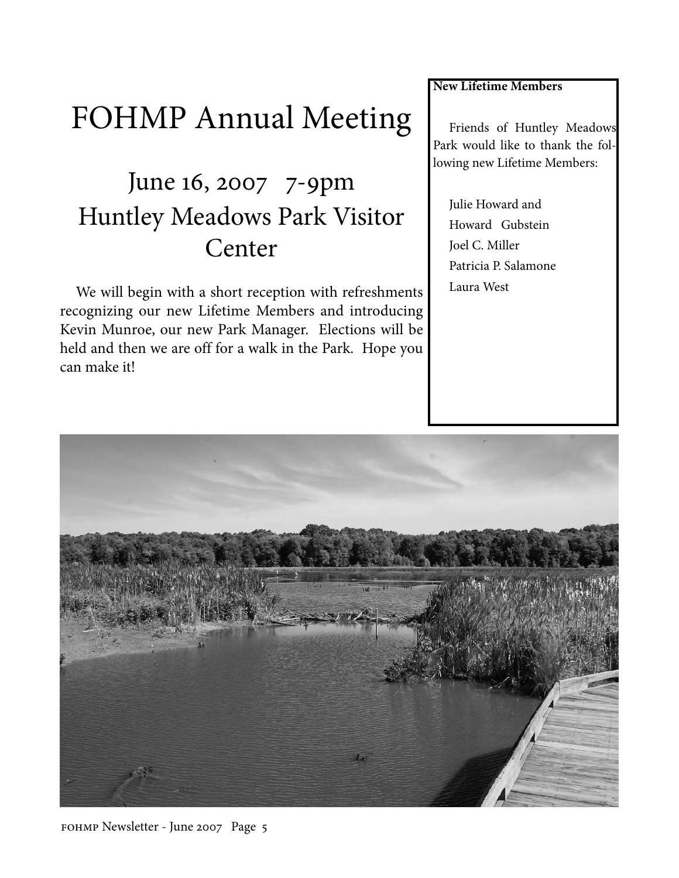# FOHMP Annual Meeting

## June 16, 2007 7-9pm
## Huntley Meadows Park Visitor Center

We will begin with a short reception with refreshments recognizing our new Lifetime Members and introducing Kevin Munroe, our new Park Manager. Elections will be held and then we are off for a walk in the Park. Hope you can make it!

**New Lifetime Members**

Friends of Huntley Meadows Park would like to thank the following new Lifetime Members:

Julie Howard and
Howard Gubstein
Joel C. Miller
Patricia P. Salamone
Laura West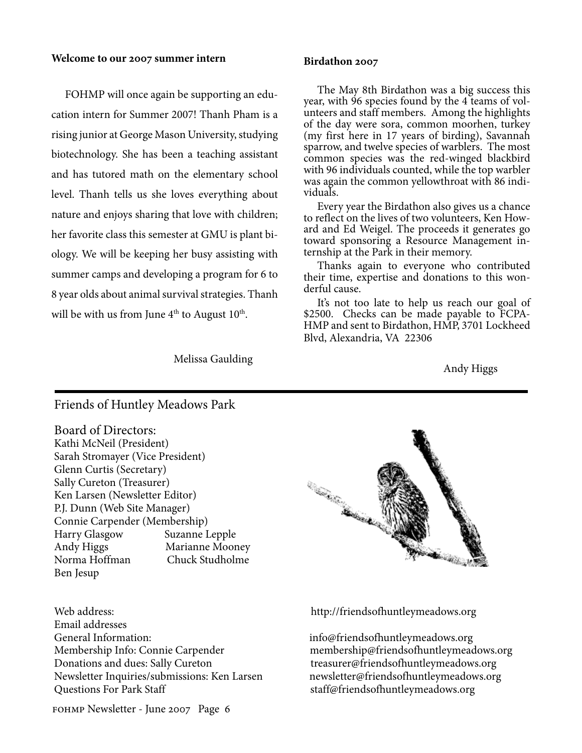**Welcome to our 2007 summer intern**

FOHMP will once again be supporting an education intern for Summer 2007! Thanh Pham is a rising junior at George Mason University, studying biotechnology. She has been a teaching assistant and has tutored math on the elementary school level. Thanh tells us she loves everything about nature and enjoys sharing that love with children; her favorite class this semester at GMU is plant biology. We will be keeping her busy assisting with summer camps and developing a program for 6 to 8 year olds about animal survival strategies. Thanh will be with us from June 4th to August 10th.

Melissa Gaulding

**Birdathon 2007**

The May 8th Birdathon was a big success this year, with 96 species found by the 4 teams of volunteers and staff members. Among the highlights of the day were sora, common moorhen, turkey (my first here in 17 years of birding), Savannah sparrow, and twelve species of warblers. The most common species was the red-winged blackbird with 96 individuals counted, while the top warbler was again the common yellowthroat with 86 individuals.

Every year the Birdathon also gives us a chance to reflect on the lives of two volunteers, Ken Howard and Ed Weigel. The proceeds it generates go toward sponsoring a Resource Management internship at the Park in their memory.

Thanks again to everyone who contributed their time, expertise and donations to this wonderful cause.

It's not too late to help us reach our goal of $2500. Checks can be made payable to FCPA-HMP and sent to Birdathon, HMP, 3701 Lockheed Blvd, Alexandria, VA 22306

Andy Higgs

---

## Friends of Huntley Meadows Park

### Board of Directors:

Kathi McNeil (President)
Sarah Stromayer (Vice President)
Glenn Curtis (Secretary)
Sally Cureton (Treasurer)
Ken Larsen (Newsletter Editor)
P.J. Dunn (Web Site Manager)
Connie Carpender (Membership)
Harry Glasgow
Suzanne Lepple
Andy Higgs
Marianne Mooney
Norma Hoffman
Chuck Studholme
Ben Jesup

Web address: http://friendsofhuntleymeadows.org

Email addresses

- General Information: info@friendsofhuntleymeadows.org
- Membership Info: Connie Carpender membership@friendsofhuntleymeadows.org
- Donations and dues: Sally Cureton treasurer@friendsofhuntleymeadows.org
- Newsletter Inquiries/submissions: Ken Larsen newsletter@friendsofhuntleymeadows.org
- Questions For Park Staff staff@friendsofhuntleymeadows.org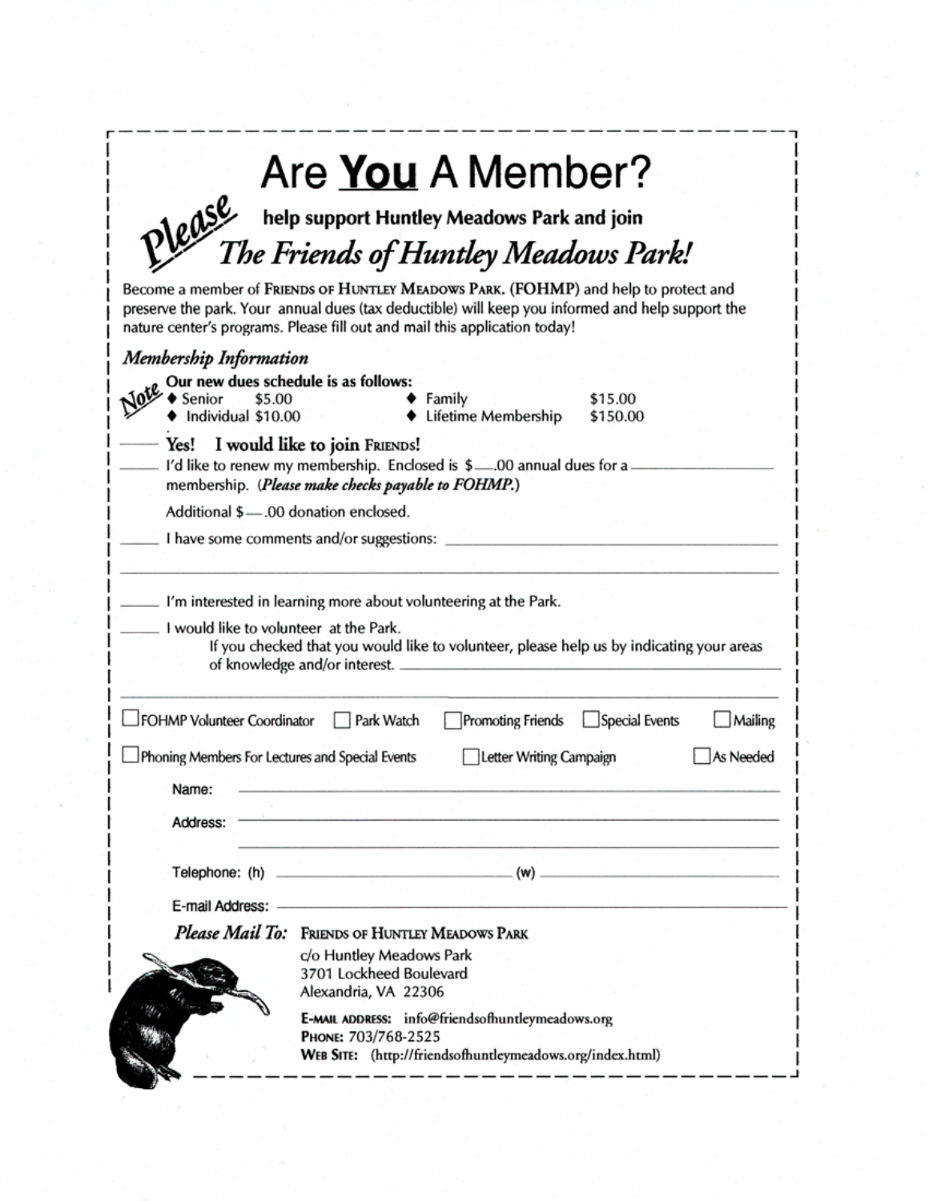# Are **You** A Member?

*Please* **help support Huntley Meadows Park and join**

## *The Friends of Huntley Meadows Park!*

Become a member of FRIENDS OF HUNTLEY MEADOWS PARK. (FOHMP) and help to protect and preserve the park. Your annual dues (tax deductible) will keep you informed and help support the nature center's programs. Please fill out and mail this application today!

### *Membership Information*

*Note* **Our new dues schedule is as follows:**

- Senior $5.00
- Individual $10.00
- Family $15.00
- Lifetime Membership $150.00

_____ **Yes! I would like to join FRIENDS!**

_____ I'd like to renew my membership. Enclosed is $___.00 annual dues for a _______________ membership. (***Please make checks payable to FOHMP.***)

Additional $___.00 donation enclosed.

_____ I have some comments and/or suggestions: _______________________________

_______________________________________________________________

_____ I'm interested in learning more about volunteering at the Park.

_____ I would like to volunteer at the Park.
If you checked that you would like to volunteer, please help us by indicating your areas of knowledge and/or interest. _______________________________

_______________________________________________________________

☐ FOHMP Volunteer Coordinator ☐ Park Watch ☐ Promoting Friends ☐ Special Events ☐ Mailing

☐ Phoning Members For Lectures and Special Events ☐ Letter Writing Campaign ☐ As Needed

Name: _______________________________

Address: _______________________________

_______________________________

Telephone: (h) _______________ (w) _______________

E-mail Address: _______________________________

***Please Mail To:*** FRIENDS OF HUNTLEY MEADOWS PARK
c/o Huntley Meadows Park
3701 Lockheed Boulevard
Alexandria, VA 22306

E-MAIL ADDRESS: info@friendsofhuntleymeadows.org
PHONE: 703/768-2525
WEB SITE: (http://friendsofhuntleymeadows.org/index.html)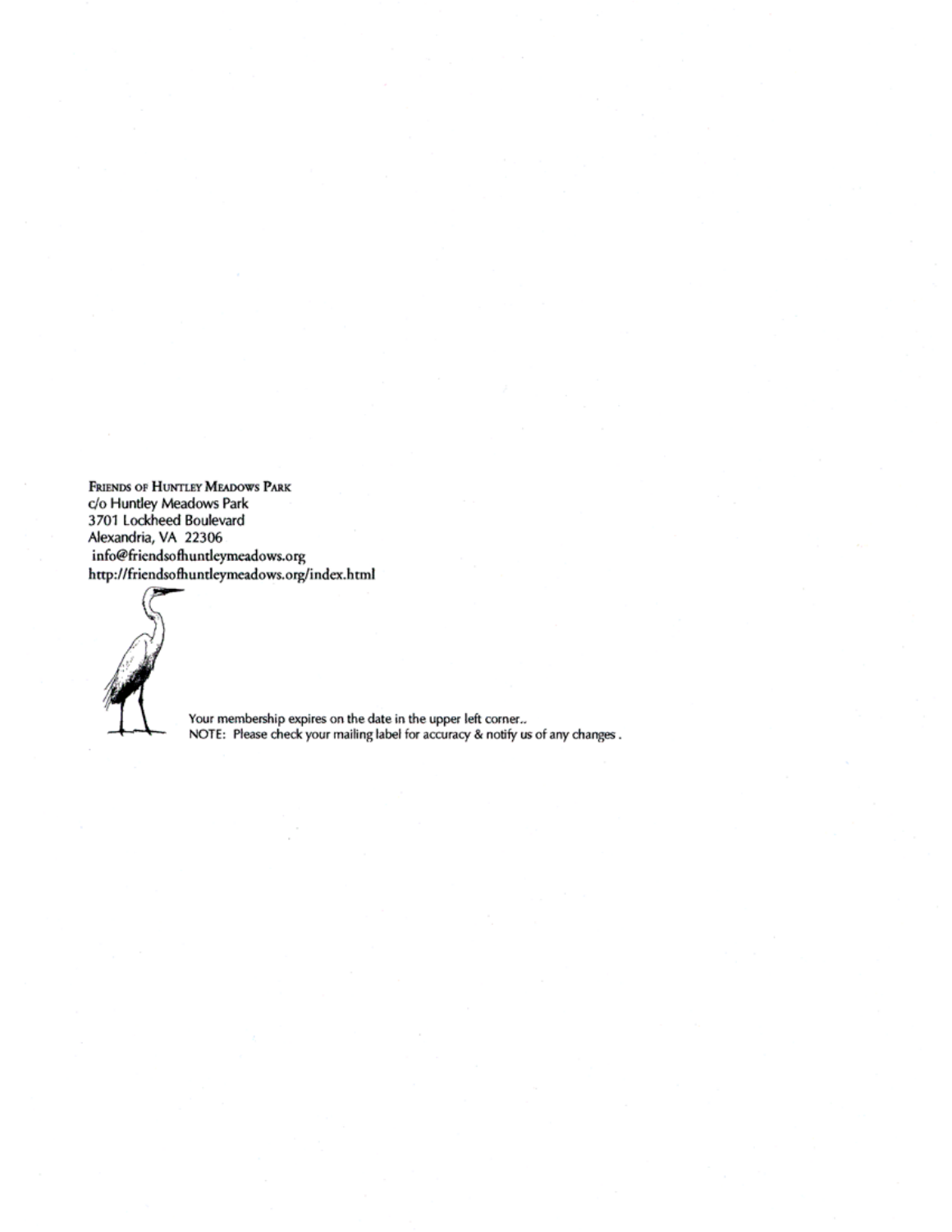FRIENDS OF HUNTLEY MEADOWS PARK
c/o Huntley Meadows Park
3701 Lockheed Boulevard
Alexandria, VA 22306
info@friendsofhuntleymeadows.org
http://friendsofhuntleymeadows.org/index.html

Your membership expires on the date in the upper left corner..
NOTE: Please check your mailing label for accuracy & notify us of any changes .